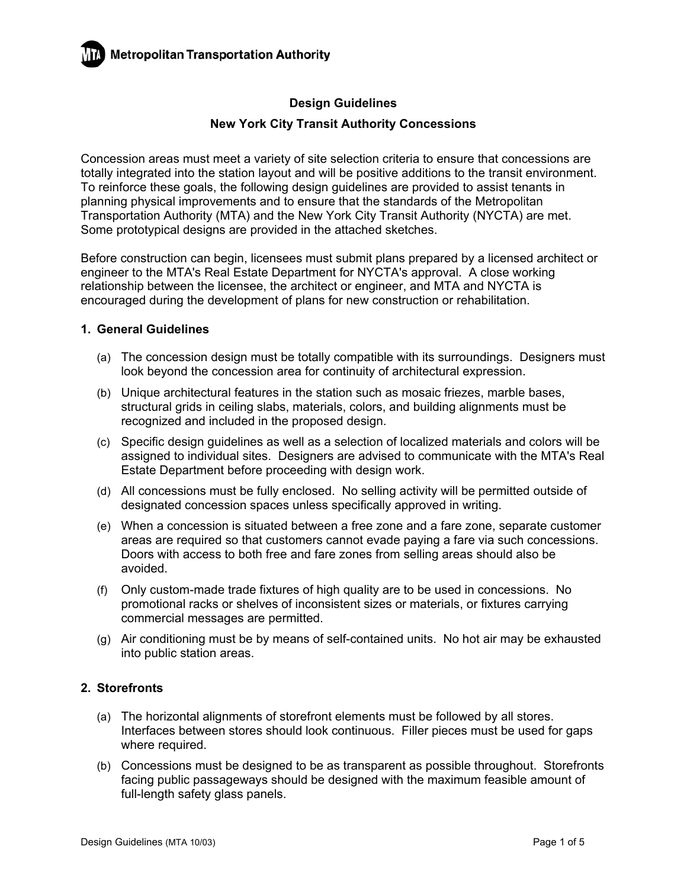**Metropolitan Transportation Authority**

# Design Guidelines

## New York City Transit Authority Concessions

Concession areas must meet a variety of site selection criteria to ensure that concessions are totally integrated into the station layout and will be positive additions to the transit environment. To reinforce these goals, the following design guidelines are provided to assist tenants in planning physical improvements and to ensure that the standards of the Metropolitan Transportation Authority (MTA) and the New York City Transit Authority (NYCTA) are met. Some prototypical designs are provided in the attached sketches.

Before construction can begin, licensees must submit plans prepared by a licensed architect or engineer to the MTA's Real Estate Department for NYCTA's approval. A close working relationship between the licensee, the architect or engineer, and MTA and NYCTA is encouraged during the development of plans for new construction or rehabilitation.

### 1. General Guidelines

(a) The concession design must be totally compatible with its surroundings. Designers must look beyond the concession area for continuity of architectural expression.

(b) Unique architectural features in the station such as mosaic friezes, marble bases, structural grids in ceiling slabs, materials, colors, and building alignments must be recognized and included in the proposed design.

(c) Specific design guidelines as well as a selection of localized materials and colors will be assigned to individual sites. Designers are advised to communicate with the MTA's Real Estate Department before proceeding with design work.

(d) All concessions must be fully enclosed. No selling activity will be permitted outside of designated concession spaces unless specifically approved in writing.

(e) When a concession is situated between a free zone and a fare zone, separate customer areas are required so that customers cannot evade paying a fare via such concessions. Doors with access to both free and fare zones from selling areas should also be avoided.

(f) Only custom-made trade fixtures of high quality are to be used in concessions. No promotional racks or shelves of inconsistent sizes or materials, or fixtures carrying commercial messages are permitted.

(g) Air conditioning must be by means of self-contained units. No hot air may be exhausted into public station areas.

### 2. Storefronts

(a) The horizontal alignments of storefront elements must be followed by all stores. Interfaces between stores should look continuous. Filler pieces must be used for gaps where required.

(b) Concessions must be designed to be as transparent as possible throughout. Storefronts facing public passageways should be designed with the maximum feasible amount of full-length safety glass panels.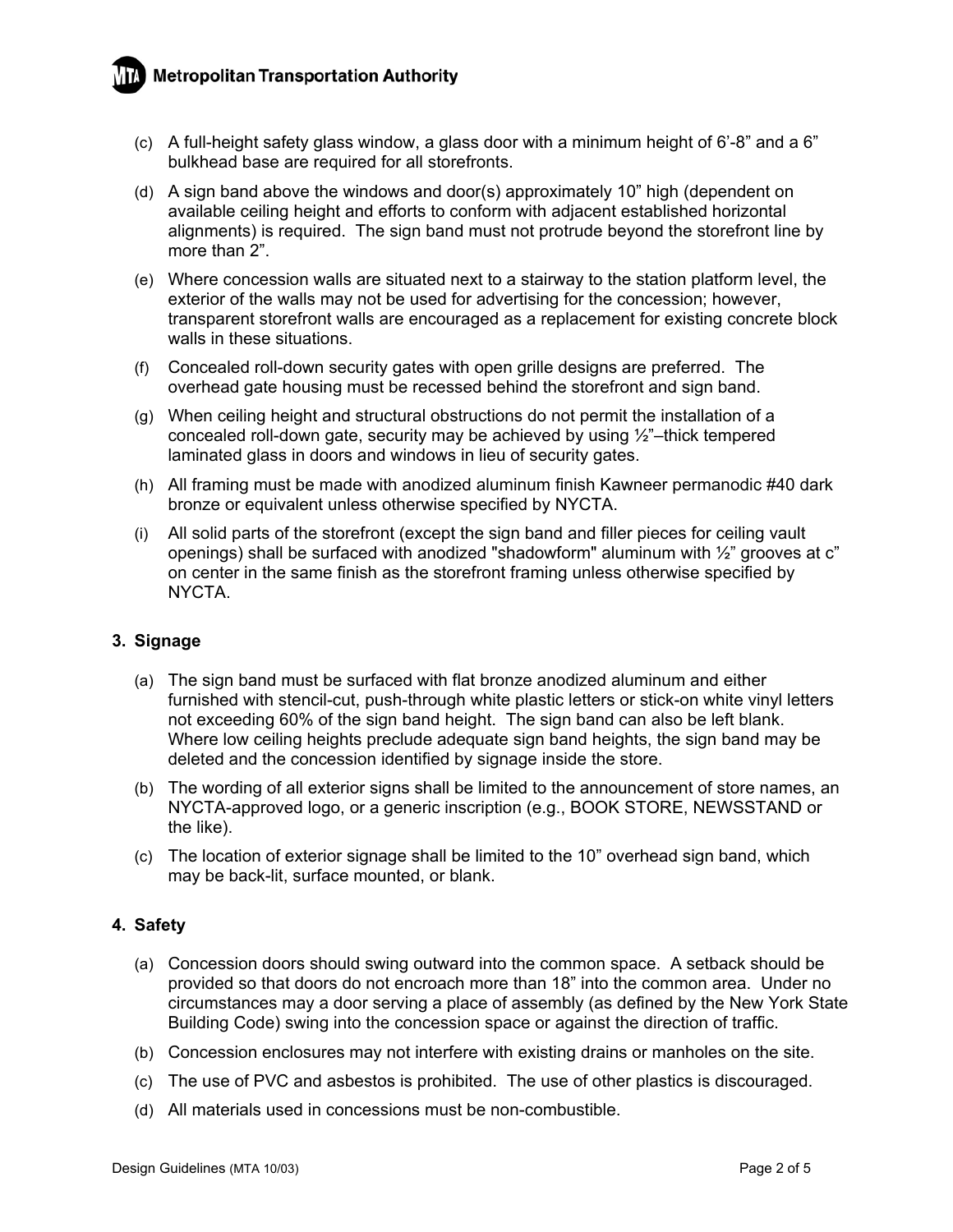(c) A full-height safety glass window, a glass door with a minimum height of 6'-8" and a 6" bulkhead base are required for all storefronts.

(d) A sign band above the windows and door(s) approximately 10" high (dependent on available ceiling height and efforts to conform with adjacent established horizontal alignments) is required. The sign band must not protrude beyond the storefront line by more than 2".

(e) Where concession walls are situated next to a stairway to the station platform level, the exterior of the walls may not be used for advertising for the concession; however, transparent storefront walls are encouraged as a replacement for existing concrete block walls in these situations.

(f) Concealed roll-down security gates with open grille designs are preferred. The overhead gate housing must be recessed behind the storefront and sign band.

(g) When ceiling height and structural obstructions do not permit the installation of a concealed roll-down gate, security may be achieved by using ½"–thick tempered laminated glass in doors and windows in lieu of security gates.

(h) All framing must be made with anodized aluminum finish Kawneer permanodic #40 dark bronze or equivalent unless otherwise specified by NYCTA.

(i) All solid parts of the storefront (except the sign band and filler pieces for ceiling vault openings) shall be surfaced with anodized "shadowform" aluminum with ½" grooves at c" on center in the same finish as the storefront framing unless otherwise specified by NYCTA.

### 3. Signage

(a) The sign band must be surfaced with flat bronze anodized aluminum and either furnished with stencil-cut, push-through white plastic letters or stick-on white vinyl letters not exceeding 60% of the sign band height. The sign band can also be left blank. Where low ceiling heights preclude adequate sign band heights, the sign band may be deleted and the concession identified by signage inside the store.

(b) The wording of all exterior signs shall be limited to the announcement of store names, an NYCTA-approved logo, or a generic inscription (e.g., BOOK STORE, NEWSSTAND or the like).

(c) The location of exterior signage shall be limited to the 10" overhead sign band, which may be back-lit, surface mounted, or blank.

### 4. Safety

(a) Concession doors should swing outward into the common space. A setback should be provided so that doors do not encroach more than 18" into the common area. Under no circumstances may a door serving a place of assembly (as defined by the New York State Building Code) swing into the concession space or against the direction of traffic.

(b) Concession enclosures may not interfere with existing drains or manholes on the site.

(c) The use of PVC and asbestos is prohibited. The use of other plastics is discouraged.

(d) All materials used in concessions must be non-combustible.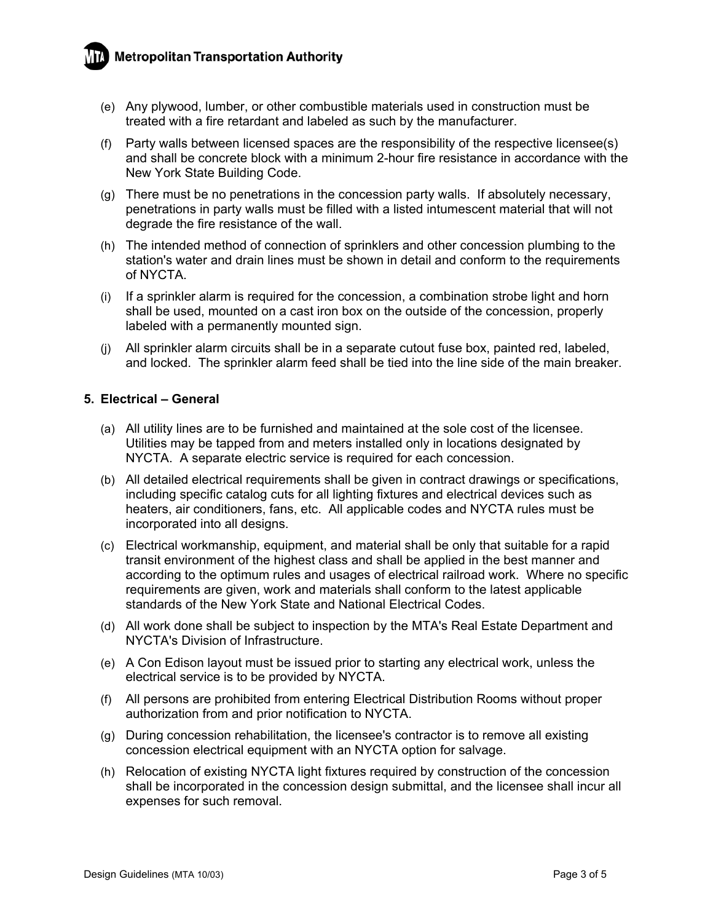(e) Any plywood, lumber, or other combustible materials used in construction must be treated with a fire retardant and labeled as such by the manufacturer.

(f) Party walls between licensed spaces are the responsibility of the respective licensee(s) and shall be concrete block with a minimum 2-hour fire resistance in accordance with the New York State Building Code.

(g) There must be no penetrations in the concession party walls. If absolutely necessary, penetrations in party walls must be filled with a listed intumescent material that will not degrade the fire resistance of the wall.

(h) The intended method of connection of sprinklers and other concession plumbing to the station's water and drain lines must be shown in detail and conform to the requirements of NYCTA.

(i) If a sprinkler alarm is required for the concession, a combination strobe light and horn shall be used, mounted on a cast iron box on the outside of the concession, properly labeled with a permanently mounted sign.

(j) All sprinkler alarm circuits shall be in a separate cutout fuse box, painted red, labeled, and locked. The sprinkler alarm feed shall be tied into the line side of the main breaker.

## 5. Electrical – General

(a) All utility lines are to be furnished and maintained at the sole cost of the licensee. Utilities may be tapped from and meters installed only in locations designated by NYCTA. A separate electric service is required for each concession.

(b) All detailed electrical requirements shall be given in contract drawings or specifications, including specific catalog cuts for all lighting fixtures and electrical devices such as heaters, air conditioners, fans, etc. All applicable codes and NYCTA rules must be incorporated into all designs.

(c) Electrical workmanship, equipment, and material shall be only that suitable for a rapid transit environment of the highest class and shall be applied in the best manner and according to the optimum rules and usages of electrical railroad work. Where no specific requirements are given, work and materials shall conform to the latest applicable standards of the New York State and National Electrical Codes.

(d) All work done shall be subject to inspection by the MTA's Real Estate Department and NYCTA's Division of Infrastructure.

(e) A Con Edison layout must be issued prior to starting any electrical work, unless the electrical service is to be provided by NYCTA.

(f) All persons are prohibited from entering Electrical Distribution Rooms without proper authorization from and prior notification to NYCTA.

(g) During concession rehabilitation, the licensee's contractor is to remove all existing concession electrical equipment with an NYCTA option for salvage.

(h) Relocation of existing NYCTA light fixtures required by construction of the concession shall be incorporated in the concession design submittal, and the licensee shall incur all expenses for such removal.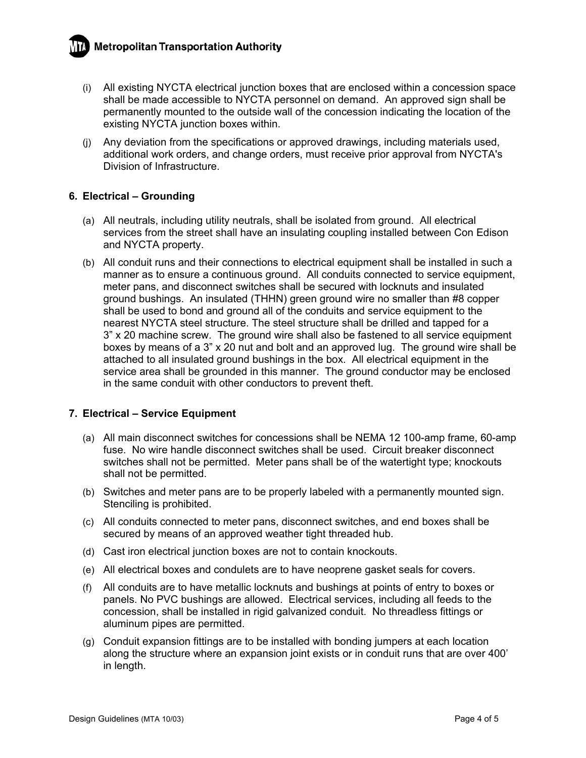(i) All existing NYCTA electrical junction boxes that are enclosed within a concession space shall be made accessible to NYCTA personnel on demand. An approved sign shall be permanently mounted to the outside wall of the concession indicating the location of the existing NYCTA junction boxes within.

(j) Any deviation from the specifications or approved drawings, including materials used, additional work orders, and change orders, must receive prior approval from NYCTA's Division of Infrastructure.

## 6. Electrical – Grounding

(a) All neutrals, including utility neutrals, shall be isolated from ground. All electrical services from the street shall have an insulating coupling installed between Con Edison and NYCTA property.

(b) All conduit runs and their connections to electrical equipment shall be installed in such a manner as to ensure a continuous ground. All conduits connected to service equipment, meter pans, and disconnect switches shall be secured with locknuts and insulated ground bushings. An insulated (THHN) green ground wire no smaller than #8 copper shall be used to bond and ground all of the conduits and service equipment to the nearest NYCTA steel structure. The steel structure shall be drilled and tapped for a 3" x 20 machine screw. The ground wire shall also be fastened to all service equipment boxes by means of a 3" x 20 nut and bolt and an approved lug. The ground wire shall be attached to all insulated ground bushings in the box. All electrical equipment in the service area shall be grounded in this manner. The ground conductor may be enclosed in the same conduit with other conductors to prevent theft.

## 7. Electrical – Service Equipment

(a) All main disconnect switches for concessions shall be NEMA 12 100-amp frame, 60-amp fuse. No wire handle disconnect switches shall be used. Circuit breaker disconnect switches shall not be permitted. Meter pans shall be of the watertight type; knockouts shall not be permitted.

(b) Switches and meter pans are to be properly labeled with a permanently mounted sign. Stenciling is prohibited.

(c) All conduits connected to meter pans, disconnect switches, and end boxes shall be secured by means of an approved weather tight threaded hub.

(d) Cast iron electrical junction boxes are not to contain knockouts.

(e) All electrical boxes and condulets are to have neoprene gasket seals for covers.

(f) All conduits are to have metallic locknuts and bushings at points of entry to boxes or panels. No PVC bushings are allowed. Electrical services, including all feeds to the concession, shall be installed in rigid galvanized conduit. No threadless fittings or aluminum pipes are permitted.

(g) Conduit expansion fittings are to be installed with bonding jumpers at each location along the structure where an expansion joint exists or in conduit runs that are over 400' in length.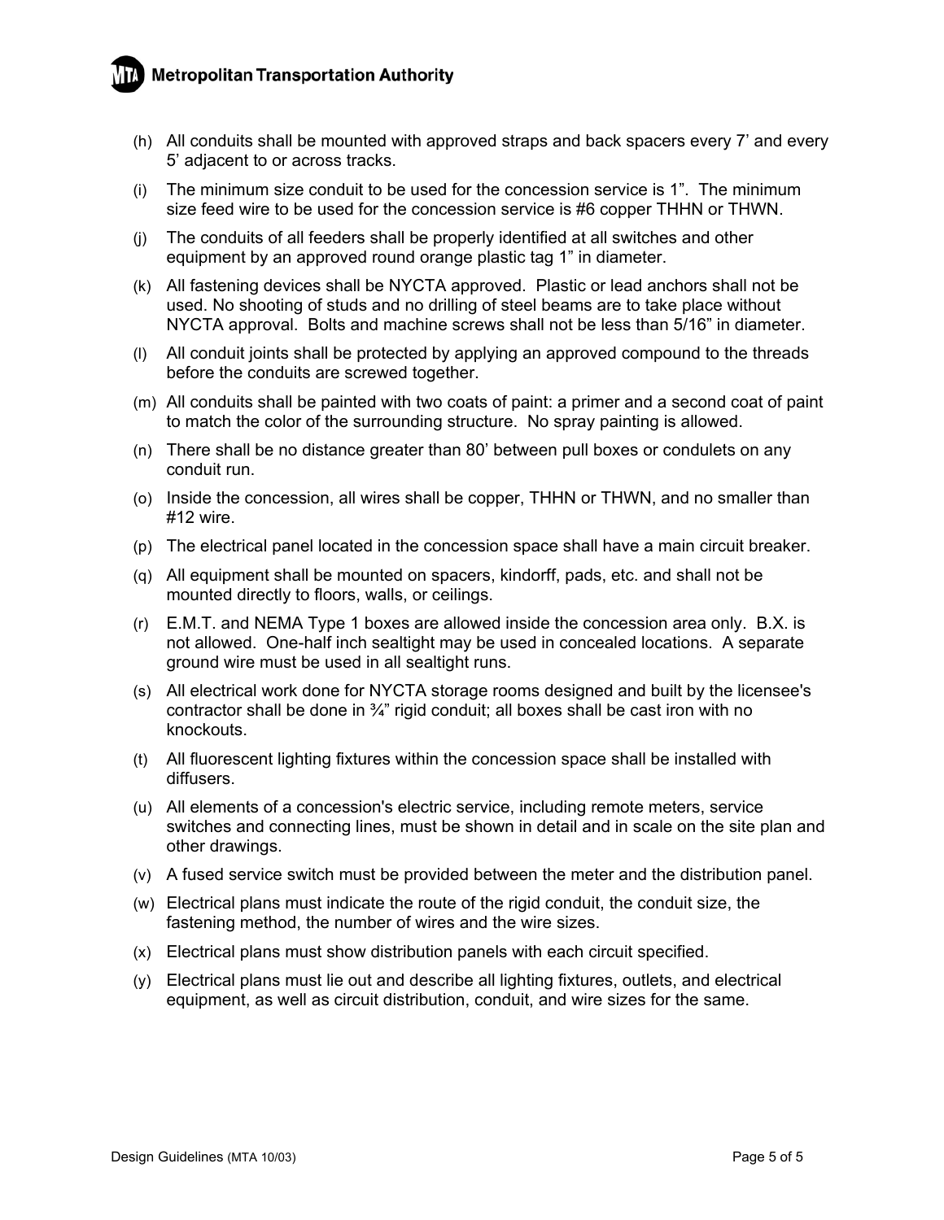(h) All conduits shall be mounted with approved straps and back spacers every 7' and every 5' adjacent to or across tracks.

(i) The minimum size conduit to be used for the concession service is 1". The minimum size feed wire to be used for the concession service is #6 copper THHN or THWN.

(j) The conduits of all feeders shall be properly identified at all switches and other equipment by an approved round orange plastic tag 1" in diameter.

(k) All fastening devices shall be NYCTA approved. Plastic or lead anchors shall not be used. No shooting of studs and no drilling of steel beams are to take place without NYCTA approval. Bolts and machine screws shall not be less than 5/16" in diameter.

(l) All conduit joints shall be protected by applying an approved compound to the threads before the conduits are screwed together.

(m) All conduits shall be painted with two coats of paint: a primer and a second coat of paint to match the color of the surrounding structure. No spray painting is allowed.

(n) There shall be no distance greater than 80' between pull boxes or condulets on any conduit run.

(o) Inside the concession, all wires shall be copper, THHN or THWN, and no smaller than #12 wire.

(p) The electrical panel located in the concession space shall have a main circuit breaker.

(q) All equipment shall be mounted on spacers, kindorff, pads, etc. and shall not be mounted directly to floors, walls, or ceilings.

(r) E.M.T. and NEMA Type 1 boxes are allowed inside the concession area only. B.X. is not allowed. One-half inch sealtight may be used in concealed locations. A separate ground wire must be used in all sealtight runs.

(s) All electrical work done for NYCTA storage rooms designed and built by the licensee's contractor shall be done in ¾" rigid conduit; all boxes shall be cast iron with no knockouts.

(t) All fluorescent lighting fixtures within the concession space shall be installed with diffusers.

(u) All elements of a concession's electric service, including remote meters, service switches and connecting lines, must be shown in detail and in scale on the site plan and other drawings.

(v) A fused service switch must be provided between the meter and the distribution panel.

(w) Electrical plans must indicate the route of the rigid conduit, the conduit size, the fastening method, the number of wires and the wire sizes.

(x) Electrical plans must show distribution panels with each circuit specified.

(y) Electrical plans must lie out and describe all lighting fixtures, outlets, and electrical equipment, as well as circuit distribution, conduit, and wire sizes for the same.